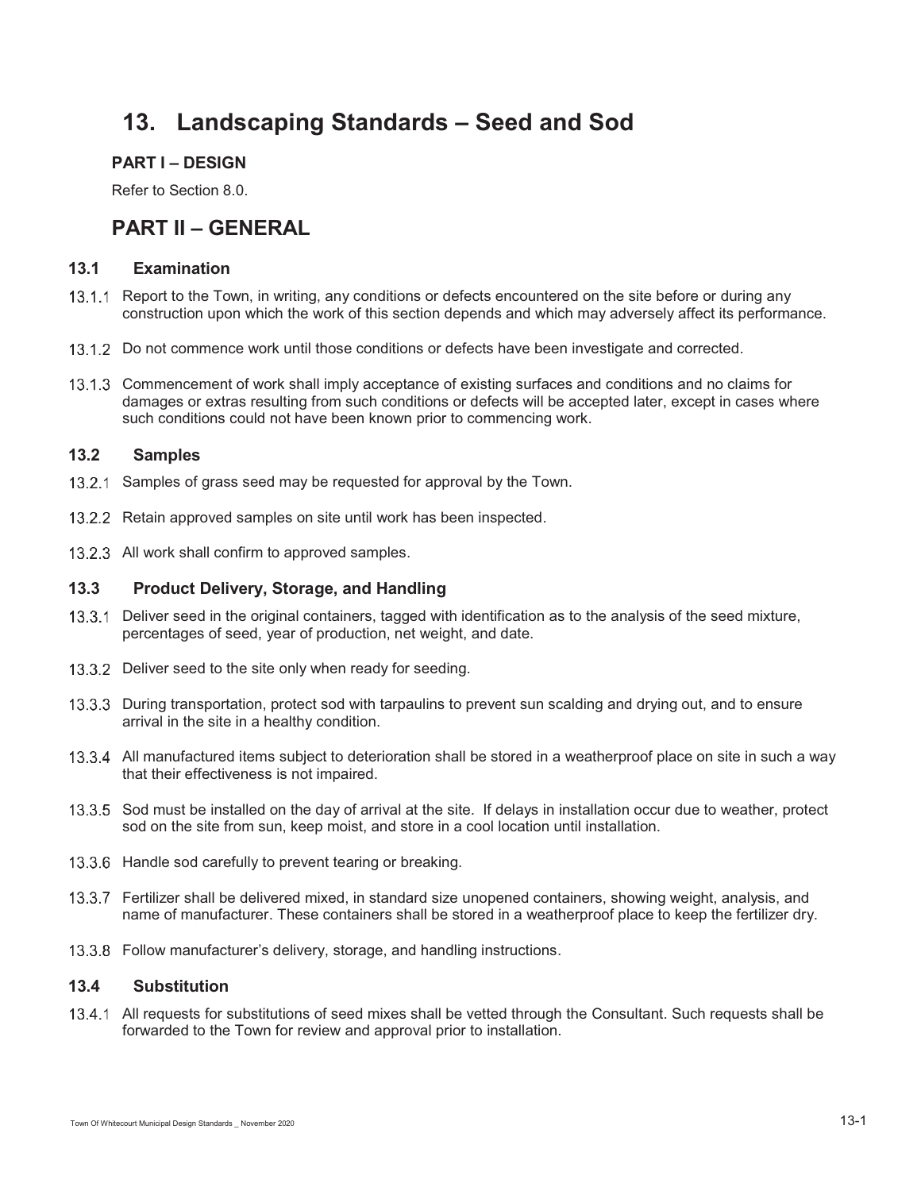# 13. Landscaping Standards – Seed and Sod

### PART I – DESIGN

Refer to Section 8.0.

## PART II – GENERAL

### 13.1 Examination

13.1.1 Report to the Town, in writing, any conditions or defects encountered on the site before or during any construction upon which the work of this section depends and which may adversely affect its performance.

13.1.2 Do not commence work until those conditions or defects have been investigate and corrected.

13.1.3 Commencement of work shall imply acceptance of existing surfaces and conditions and no claims for damages or extras resulting from such conditions or defects will be accepted later, except in cases where such conditions could not have been known prior to commencing work.

### 13.2 Samples

13.2.1 Samples of grass seed may be requested for approval by the Town.

13.2.2 Retain approved samples on site until work has been inspected.

13.2.3 All work shall confirm to approved samples.

### 13.3 Product Delivery, Storage, and Handling

13.3.1 Deliver seed in the original containers, tagged with identification as to the analysis of the seed mixture, percentages of seed, year of production, net weight, and date.

13.3.2 Deliver seed to the site only when ready for seeding.

13.3.3 During transportation, protect sod with tarpaulins to prevent sun scalding and drying out, and to ensure arrival in the site in a healthy condition.

13.3.4 All manufactured items subject to deterioration shall be stored in a weatherproof place on site in such a way that their effectiveness is not impaired.

13.3.5 Sod must be installed on the day of arrival at the site. If delays in installation occur due to weather, protect sod on the site from sun, keep moist, and store in a cool location until installation.

13.3.6 Handle sod carefully to prevent tearing or breaking.

13.3.7 Fertilizer shall be delivered mixed, in standard size unopened containers, showing weight, analysis, and name of manufacturer. These containers shall be stored in a weatherproof place to keep the fertilizer dry.

13.3.8 Follow manufacturer's delivery, storage, and handling instructions.

### 13.4 Substitution

13.4.1 All requests for substitutions of seed mixes shall be vetted through the Consultant. Such requests shall be forwarded to the Town for review and approval prior to installation.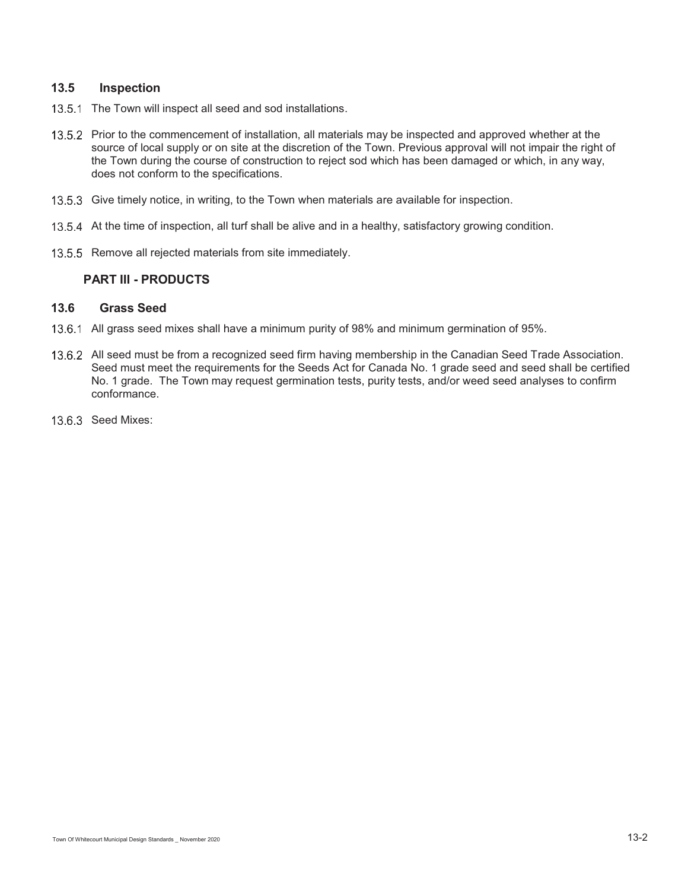## 13.5 Inspection

13.5.1 The Town will inspect all seed and sod installations.

13.5.2 Prior to the commencement of installation, all materials may be inspected and approved whether at the source of local supply or on site at the discretion of the Town. Previous approval will not impair the right of the Town during the course of construction to reject sod which has been damaged or which, in any way, does not conform to the specifications.

13.5.3 Give timely notice, in writing, to the Town when materials are available for inspection.

13.5.4 At the time of inspection, all turf shall be alive and in a healthy, satisfactory growing condition.

13.5.5 Remove all rejected materials from site immediately.

### PART III - PRODUCTS

## 13.6 Grass Seed

13.6.1 All grass seed mixes shall have a minimum purity of 98% and minimum germination of 95%.

13.6.2 All seed must be from a recognized seed firm having membership in the Canadian Seed Trade Association. Seed must meet the requirements for the Seeds Act for Canada No. 1 grade seed and seed shall be certified No. 1 grade. The Town may request germination tests, purity tests, and/or weed seed analyses to confirm conformance.

13.6.3 Seed Mixes: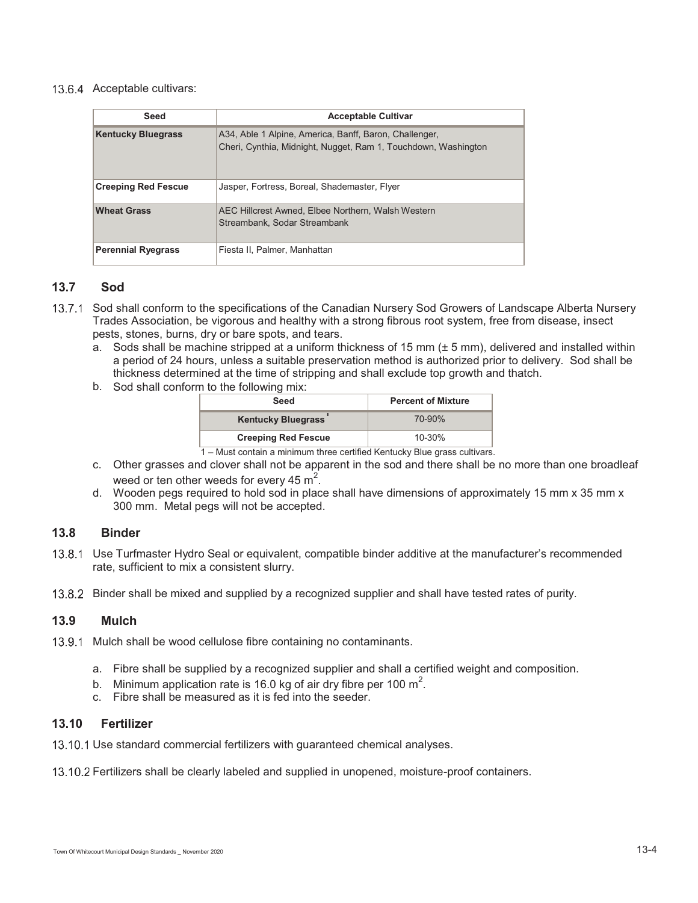13.6.4 Acceptable cultivars:

| Seed | Acceptable Cultivar |
|---|---|
| **Kentucky Bluegrass** | A34, Able 1 Alpine, America, Banff, Baron, Challenger, Cheri, Cynthia, Midnight, Nugget, Ram 1, Touchdown, Washington |
| **Creeping Red Fescue** | Jasper, Fortress, Boreal, Shademaster, Flyer |
| **Wheat Grass** | AEC Hillcrest Awned, Elbee Northern, Walsh Western Streambank, Sodar Streambank |
| **Perennial Ryegrass** | Fiesta II, Palmer, Manhattan |

## 13.7 Sod

13.7.1 Sod shall conform to the specifications of the Canadian Nursery Sod Growers of Landscape Alberta Nursery Trades Association, be vigorous and healthy with a strong fibrous root system, free from disease, insect pests, stones, burns, dry or bare spots, and tears.

a. Sods shall be machine stripped at a uniform thickness of 15 mm (± 5 mm), delivered and installed within a period of 24 hours, unless a suitable preservation method is authorized prior to delivery. Sod shall be thickness determined at the time of stripping and shall exclude top growth and thatch.

b. Sod shall conform to the following mix:

| Seed | Percent of Mixture |
|---|---|
| **Kentucky Bluegrass** [1] | 70-90% |
| **Creeping Red Fescue** | 10-30% |

1 – Must contain a minimum three certified Kentucky Blue grass cultivars.

c. Other grasses and clover shall not be apparent in the sod and there shall be no more than one broadleaf weed or ten other weeds for every 45 $m^2$.

d. Wooden pegs required to hold sod in place shall have dimensions of approximately 15 mm x 35 mm x 300 mm. Metal pegs will not be accepted.

## 13.8 Binder

13.8.1 Use Turfmaster Hydro Seal or equivalent, compatible binder additive at the manufacturer's recommended rate, sufficient to mix a consistent slurry.

13.8.2 Binder shall be mixed and supplied by a recognized supplier and shall have tested rates of purity.

## 13.9 Mulch

13.9.1 Mulch shall be wood cellulose fibre containing no contaminants.

a. Fibre shall be supplied by a recognized supplier and shall a certified weight and composition.

b. Minimum application rate is 16.0 kg of air dry fibre per 100 $m^2$.

c. Fibre shall be measured as it is fed into the seeder.

## 13.10 Fertilizer

13.10.1 Use standard commercial fertilizers with guaranteed chemical analyses.

13.10.2 Fertilizers shall be clearly labeled and supplied in unopened, moisture-proof containers.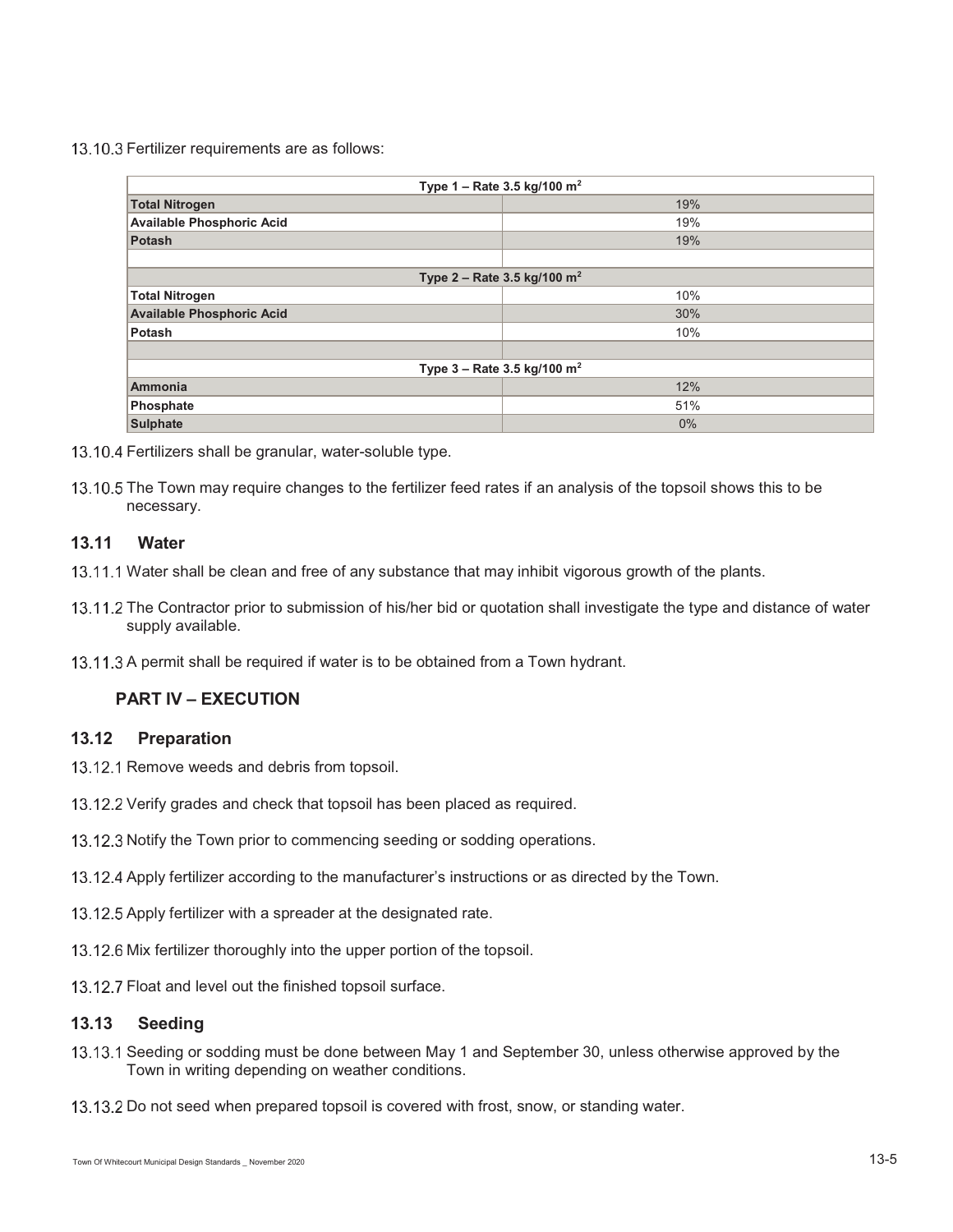13.10.3 Fertilizer requirements are as follows:

| Type 1 – Rate 3.5 kg/100 m$^2$ | |
|---|---|
| **Total Nitrogen** | 19% |
| **Available Phosphoric Acid** | 19% |
| **Potash** | 19% |
| | |
| **Type 2 – Rate 3.5 kg/100 m$^2$** | |
| **Total Nitrogen** | 10% |
| **Available Phosphoric Acid** | 30% |
| **Potash** | 10% |
| | |
| **Type 3 – Rate 3.5 kg/100 m$^2$** | |
| **Ammonia** | 12% |
| **Phosphate** | 51% |
| **Sulphate** | 0% |

13.10.4 Fertilizers shall be granular, water-soluble type.

13.10.5 The Town may require changes to the fertilizer feed rates if an analysis of the topsoil shows this to be necessary.

## 13.11 Water

13.11.1 Water shall be clean and free of any substance that may inhibit vigorous growth of the plants.

13.11.2 The Contractor prior to submission of his/her bid or quotation shall investigate the type and distance of water supply available.

13.11.3 A permit shall be required if water is to be obtained from a Town hydrant.

## PART IV – EXECUTION

## 13.12 Preparation

13.12.1 Remove weeds and debris from topsoil.

13.12.2 Verify grades and check that topsoil has been placed as required.

13.12.3 Notify the Town prior to commencing seeding or sodding operations.

13.12.4 Apply fertilizer according to the manufacturer's instructions or as directed by the Town.

13.12.5 Apply fertilizer with a spreader at the designated rate.

13.12.6 Mix fertilizer thoroughly into the upper portion of the topsoil.

13.12.7 Float and level out the finished topsoil surface.

## 13.13 Seeding

13.13.1 Seeding or sodding must be done between May 1 and September 30, unless otherwise approved by the Town in writing depending on weather conditions.

13.13.2 Do not seed when prepared topsoil is covered with frost, snow, or standing water.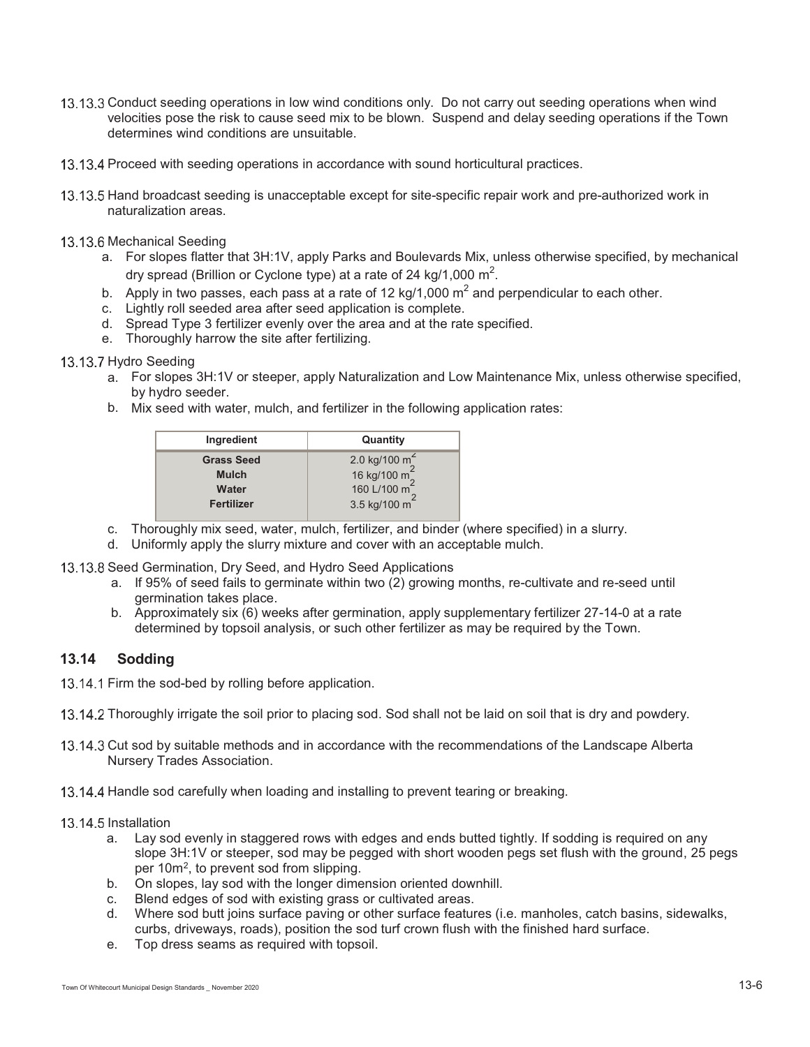13.13.3 Conduct seeding operations in low wind conditions only. Do not carry out seeding operations when wind velocities pose the risk to cause seed mix to be blown. Suspend and delay seeding operations if the Town determines wind conditions are unsuitable.

13.13.4 Proceed with seeding operations in accordance with sound horticultural practices.

13.13.5 Hand broadcast seeding is unacceptable except for site-specific repair work and pre-authorized work in naturalization areas.

13.13.6 Mechanical Seeding

a. For slopes flatter that 3H:1V, apply Parks and Boulevards Mix, unless otherwise specified, by mechanical dry spread (Brillion or Cyclone type) at a rate of 24 kg/1,000 $m^2$.
b. Apply in two passes, each pass at a rate of 12 kg/1,000 $m^2$ and perpendicular to each other.
c. Lightly roll seeded area after seed application is complete.
d. Spread Type 3 fertilizer evenly over the area and at the rate specified.
e. Thoroughly harrow the site after fertilizing.

13.13.7 Hydro Seeding

a. For slopes 3H:1V or steeper, apply Naturalization and Low Maintenance Mix, unless otherwise specified, by hydro seeder.
b. Mix seed with water, mulch, and fertilizer in the following application rates:

| Ingredient | Quantity |
|---|---|
| **Grass Seed** | 2.0 kg/100 $m^2$ |
| **Mulch** | 16 kg/100 $m^2$ |
| **Water** | 160 L/100 $m^2$ |
| **Fertilizer** | 3.5 kg/100 $m^2$ |

c. Thoroughly mix seed, water, mulch, fertilizer, and binder (where specified) in a slurry.
d. Uniformly apply the slurry mixture and cover with an acceptable mulch.

13.13.8 Seed Germination, Dry Seed, and Hydro Seed Applications

a. If 95% of seed fails to germinate within two (2) growing months, re-cultivate and re-seed until germination takes place.
b. Approximately six (6) weeks after germination, apply supplementary fertilizer 27-14-0 at a rate determined by topsoil analysis, or such other fertilizer as may be required by the Town.

## 13.14 Sodding

13.14.1 Firm the sod-bed by rolling before application.

13.14.2 Thoroughly irrigate the soil prior to placing sod. Sod shall not be laid on soil that is dry and powdery.

13.14.3 Cut sod by suitable methods and in accordance with the recommendations of the Landscape Alberta Nursery Trades Association.

13.14.4 Handle sod carefully when loading and installing to prevent tearing or breaking.

13.14.5 Installation

a. Lay sod evenly in staggered rows with edges and ends butted tightly. If sodding is required on any slope 3H:1V or steeper, sod may be pegged with short wooden pegs set flush with the ground, 25 pegs per 10$m^2$, to prevent sod from slipping.
b. On slopes, lay sod with the longer dimension oriented downhill.
c. Blend edges of sod with existing grass or cultivated areas.
d. Where sod butt joins surface paving or other surface features (i.e. manholes, catch basins, sidewalks, curbs, driveways, roads), position the sod turf crown flush with the finished hard surface.
e. Top dress seams as required with topsoil.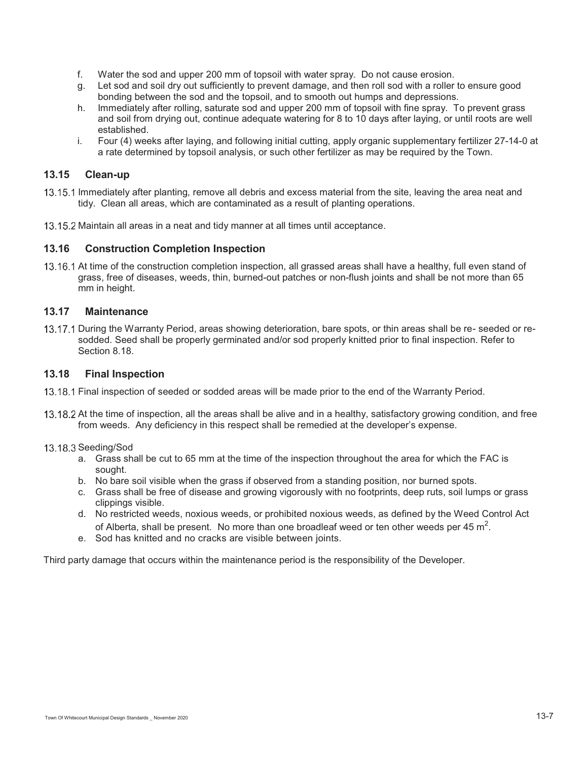f. Water the sod and upper 200 mm of topsoil with water spray. Do not cause erosion.
g. Let sod and soil dry out sufficiently to prevent damage, and then roll sod with a roller to ensure good bonding between the sod and the topsoil, and to smooth out humps and depressions.
h. Immediately after rolling, saturate sod and upper 200 mm of topsoil with fine spray. To prevent grass and soil from drying out, continue adequate watering for 8 to 10 days after laying, or until roots are well established.
i. Four (4) weeks after laying, and following initial cutting, apply organic supplementary fertilizer 27-14-0 at a rate determined by topsoil analysis, or such other fertilizer as may be required by the Town.

## 13.15 Clean-up

13.15.1 Immediately after planting, remove all debris and excess material from the site, leaving the area neat and tidy. Clean all areas, which are contaminated as a result of planting operations.

13.15.2 Maintain all areas in a neat and tidy manner at all times until acceptance.

## 13.16 Construction Completion Inspection

13.16.1 At time of the construction completion inspection, all grassed areas shall have a healthy, full even stand of grass, free of diseases, weeds, thin, burned-out patches or non-flush joints and shall be not more than 65 mm in height.

## 13.17 Maintenance

13.17.1 During the Warranty Period, areas showing deterioration, bare spots, or thin areas shall be re- seeded or re-sodded. Seed shall be properly germinated and/or sod properly knitted prior to final inspection. Refer to Section 8.18.

## 13.18 Final Inspection

13.18.1 Final inspection of seeded or sodded areas will be made prior to the end of the Warranty Period.

13.18.2 At the time of inspection, all the areas shall be alive and in a healthy, satisfactory growing condition, and free from weeds. Any deficiency in this respect shall be remedied at the developer's expense.

13.18.3 Seeding/Sod

a. Grass shall be cut to 65 mm at the time of the inspection throughout the area for which the FAC is sought.
b. No bare soil visible when the grass if observed from a standing position, nor burned spots.
c. Grass shall be free of disease and growing vigorously with no footprints, deep ruts, soil lumps or grass clippings visible.
d. No restricted weeds, noxious weeds, or prohibited noxious weeds, as defined by the Weed Control Act of Alberta, shall be present. No more than one broadleaf weed or ten other weeds per 45 $m^2$.
e. Sod has knitted and no cracks are visible between joints.

Third party damage that occurs within the maintenance period is the responsibility of the Developer.